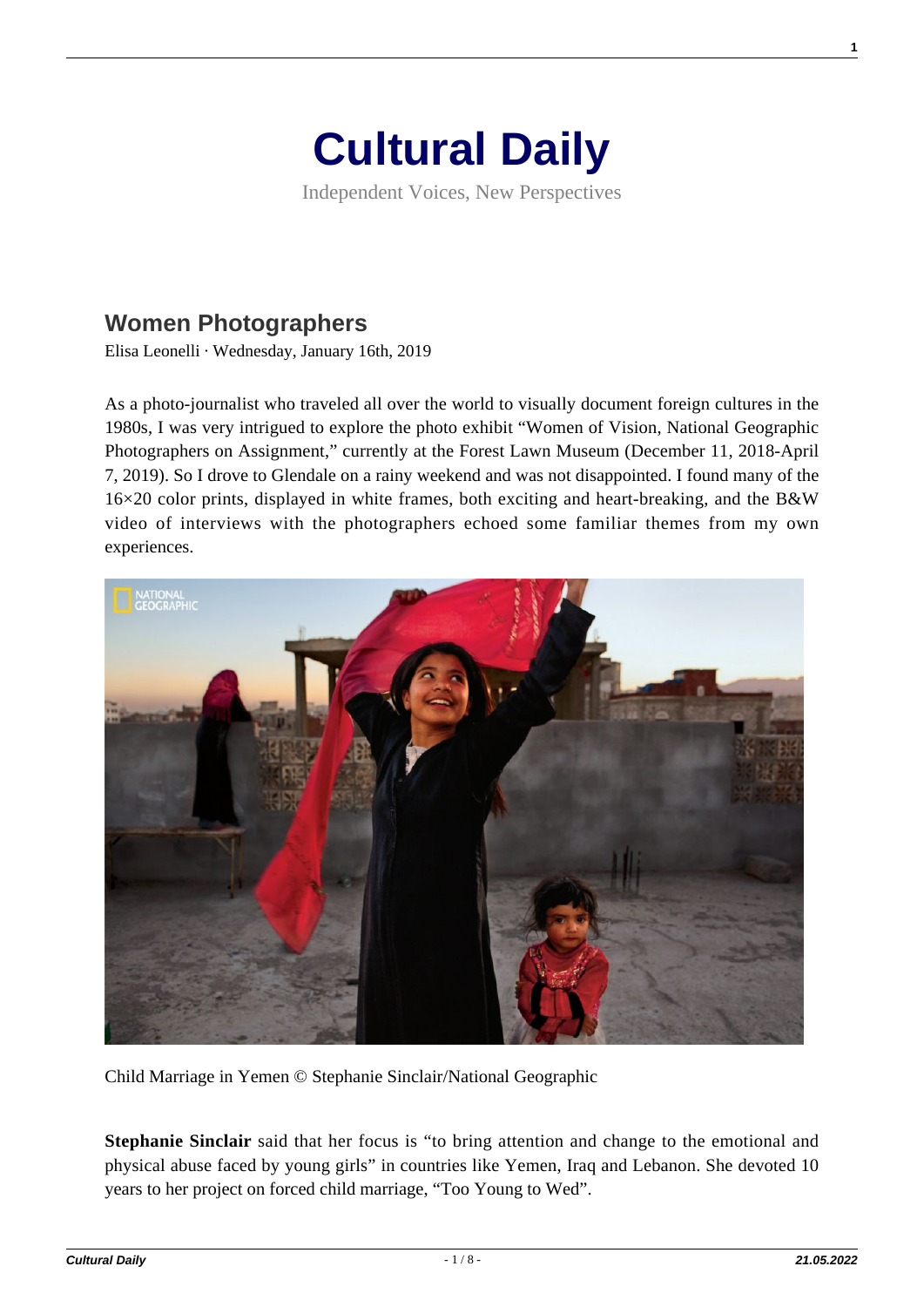# Cultural Daily

Independent Voices, New Perspectives

## Women Photographers

Elisa Leonelli · Wednesday, January 16th, 2019

As a photo-journalist who traveled all over the world to visually document foreign cultures in the 1980s, I was very intrigued to explore the photo exhibit "Women of Vision, National Geographic Photographers on Assignment," currently at the Forest Lawn Museum (December 11, 2018-April 7, 2019). So I drove to Glendale on a rainy weekend and was not disappointed. I found many of the 16×20 color prints, displayed in white frames, both exciting and heart-breaking, and the B&W video of interviews with the photographers echoed some familiar themes from my own experiences.

Child Marriage in Yemen © Stephanie Sinclair/National Geographic

**Stephanie Sinclair** said that her focus is "to bring attention and change to the emotional and physical abuse faced by young girls" in countries like Yemen, Iraq and Lebanon. She devoted 10 years to her project on forced child marriage, "Too Young to Wed".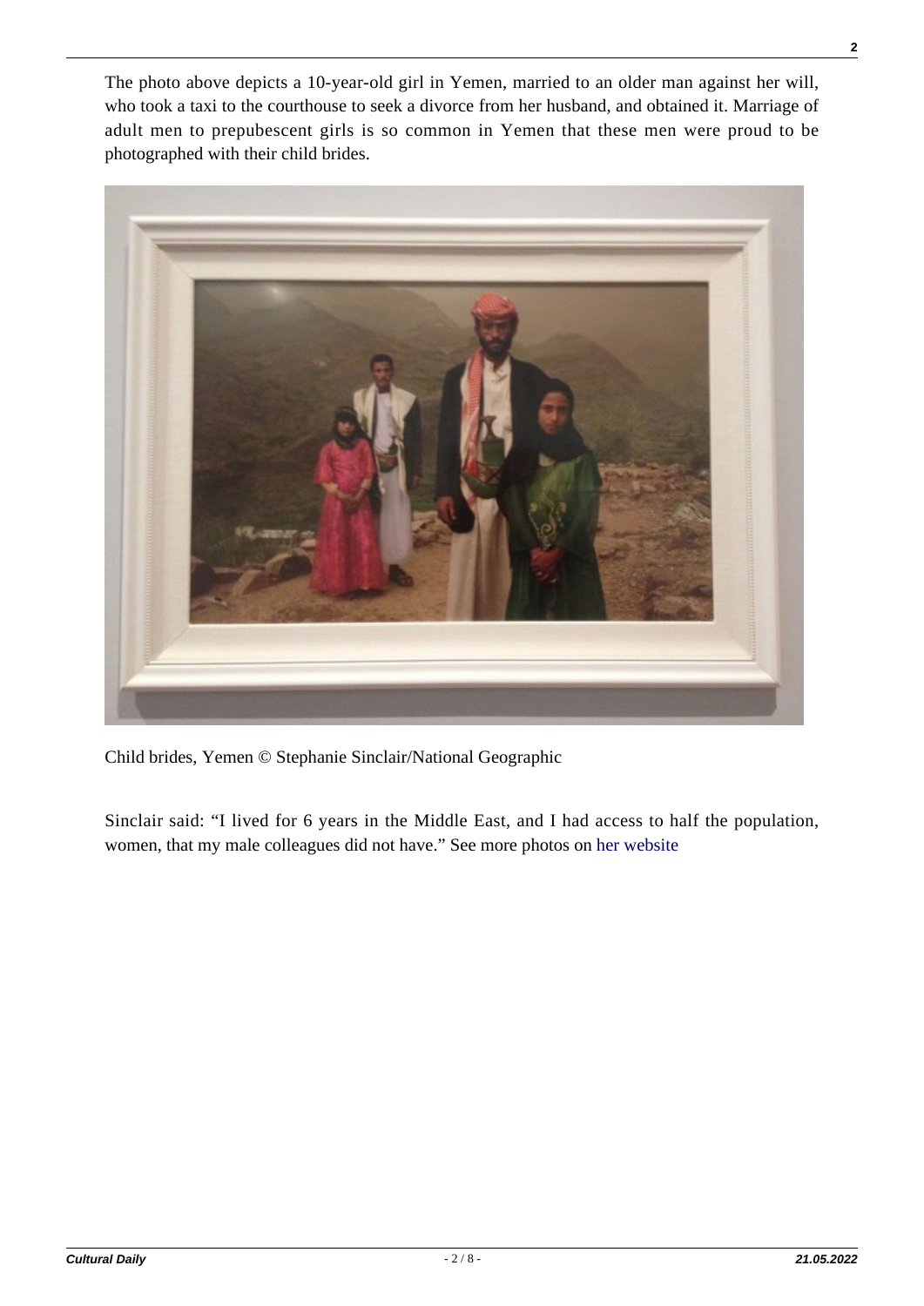The photo above depicts a 10-year-old girl in Yemen, married to an older man against her will, who took a taxi to the courthouse to seek a divorce from her husband, and obtained it. Marriage of adult men to prepubescent girls is so common in Yemen that these men were proud to be photographed with their child brides.

Child brides, Yemen © Stephanie Sinclair/National Geographic

Sinclair said: "I lived for 6 years in the Middle East, and I had access to half the population, women, that my male colleagues did not have." See more photos on her website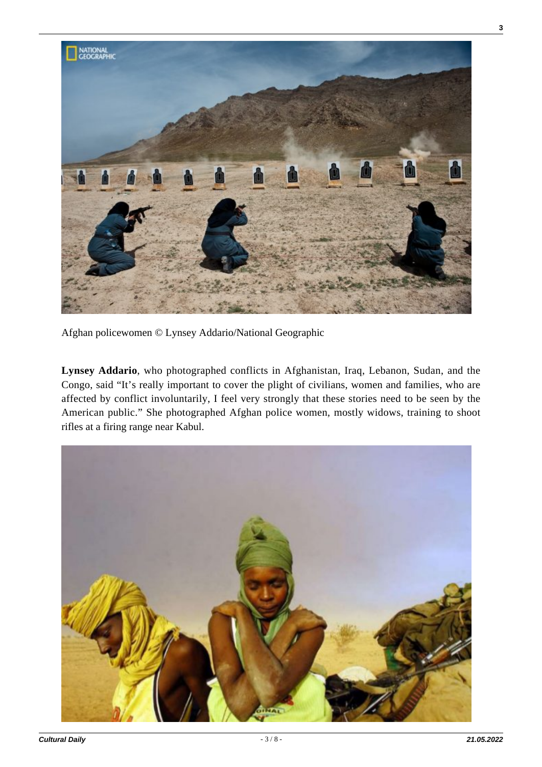Afghan policewomen © Lynsey Addario/National Geographic

**Lynsey Addario**, who photographed conflicts in Afghanistan, Iraq, Lebanon, Sudan, and the Congo, said "It's really important to cover the plight of civilians, women and families, who are affected by conflict involuntarily, I feel very strongly that these stories need to be seen by the American public." She photographed Afghan police women, mostly widows, training to shoot rifles at a firing range near Kabul.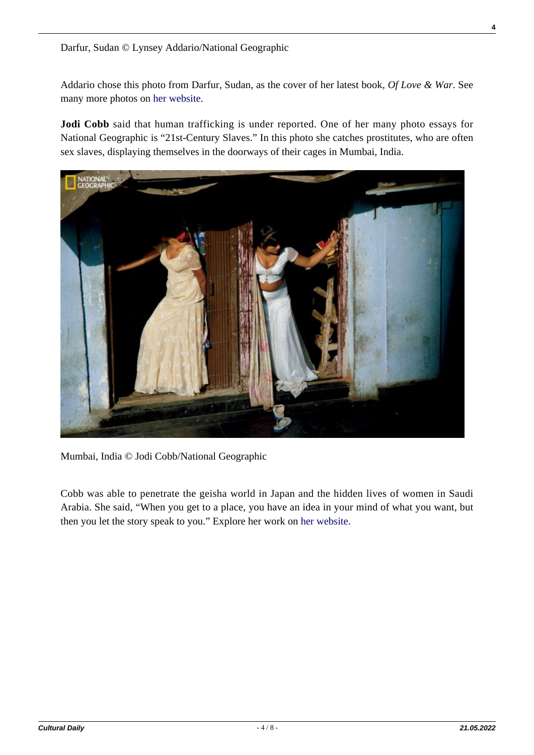Darfur, Sudan © Lynsey Addario/National Geographic

Addario chose this photo from Darfur, Sudan, as the cover of her latest book, *Of Love & War*. See many more photos on her website.

**Jodi Cobb** said that human trafficking is under reported. One of her many photo essays for National Geographic is "21st-Century Slaves." In this photo she catches prostitutes, who are often sex slaves, displaying themselves in the doorways of their cages in Mumbai, India.

Mumbai, India © Jodi Cobb/National Geographic

Cobb was able to penetrate the geisha world in Japan and the hidden lives of women in Saudi Arabia. She said, "When you get to a place, you have an idea in your mind of what you want, but then you let the story speak to you." Explore her work on her website.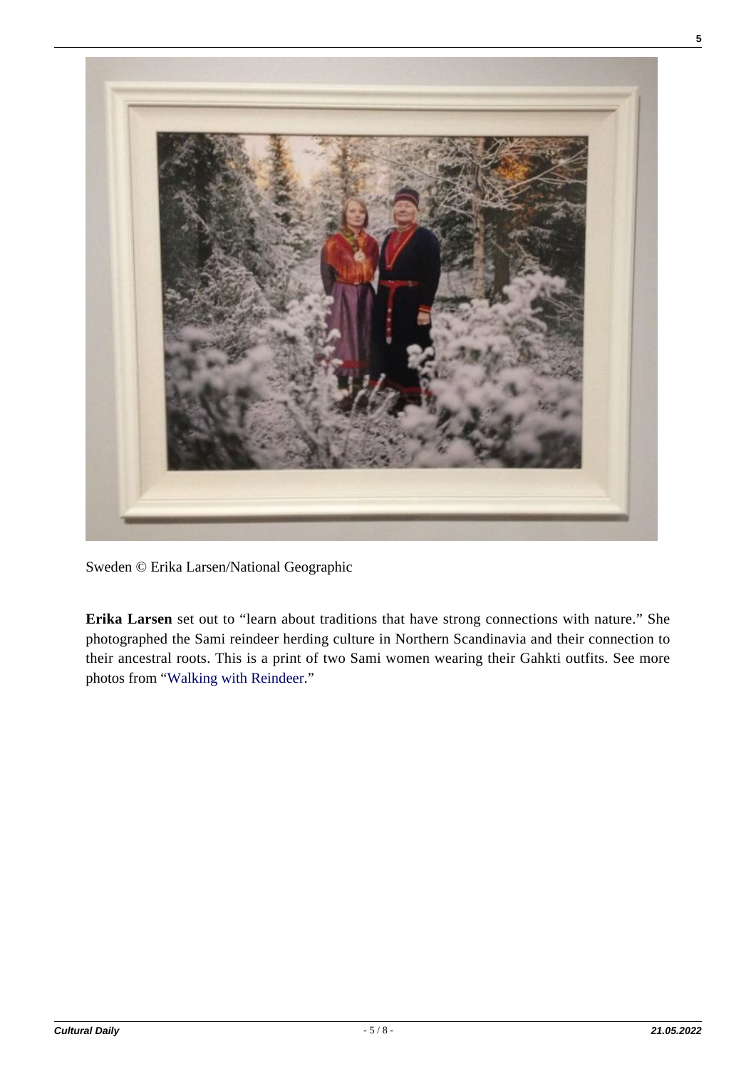Sweden © Erika Larsen/National Geographic

**Erika Larsen** set out to "learn about traditions that have strong connections with nature." She photographed the Sami reindeer herding culture in Northern Scandinavia and their connection to their ancestral roots. This is a print of two Sami women wearing their Gahkti outfits. See more photos from "Walking with Reindeer."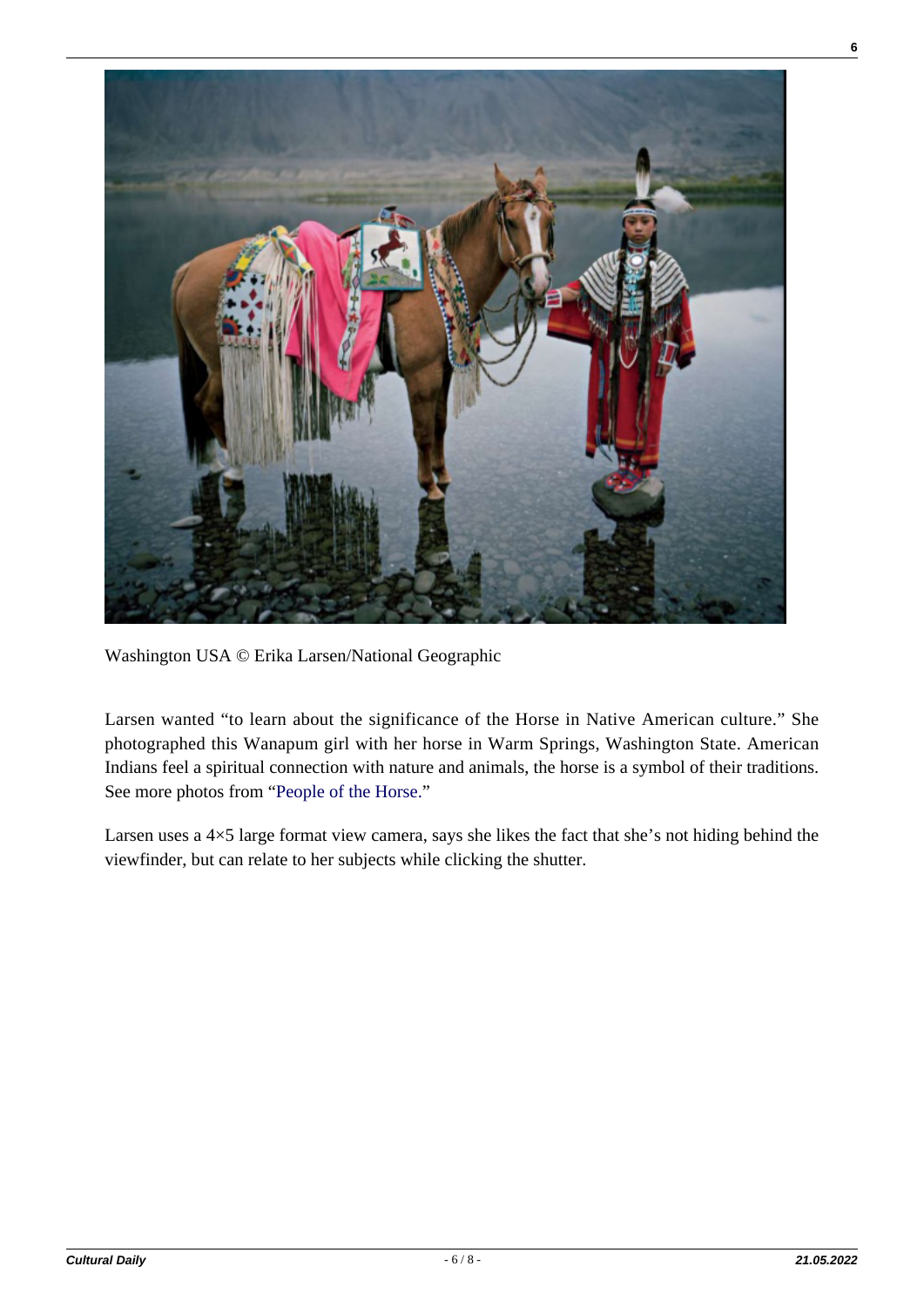Washington USA © Erika Larsen/National Geographic

Larsen wanted "to learn about the significance of the Horse in Native American culture." She photographed this Wanapum girl with her horse in Warm Springs, Washington State. American Indians feel a spiritual connection with nature and animals, the horse is a symbol of their traditions. See more photos from "People of the Horse."

Larsen uses a 4×5 large format view camera, says she likes the fact that she's not hiding behind the viewfinder, but can relate to her subjects while clicking the shutter.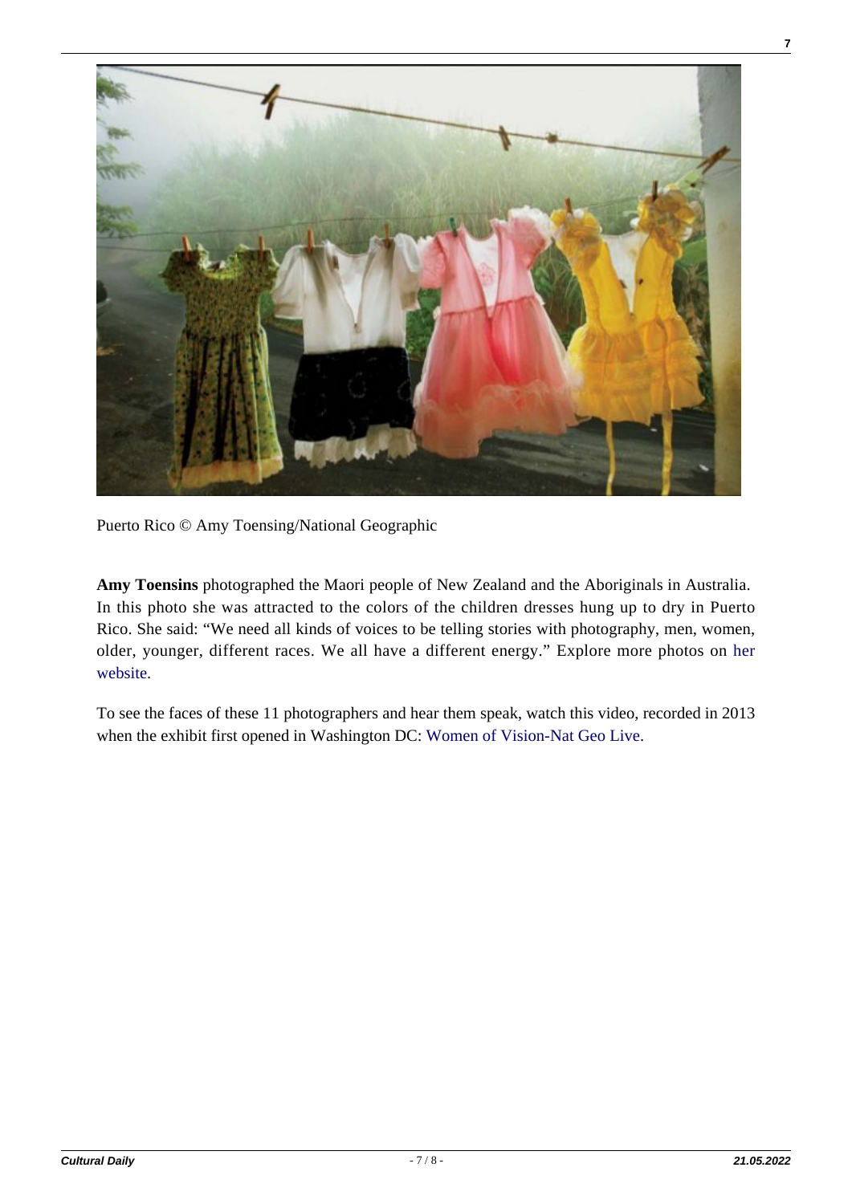Puerto Rico © Amy Toensing/National Geographic

**Amy Toensins** photographed the Maori people of New Zealand and the Aboriginals in Australia. In this photo she was attracted to the colors of the children dresses hung up to dry in Puerto Rico. She said: "We need all kinds of voices to be telling stories with photography, men, women, older, younger, different races. We all have a different energy." Explore more photos on her website.

To see the faces of these 11 photographers and hear them speak, watch this video, recorded in 2013 when the exhibit first opened in Washington DC: Women of Vision-Nat Geo Live.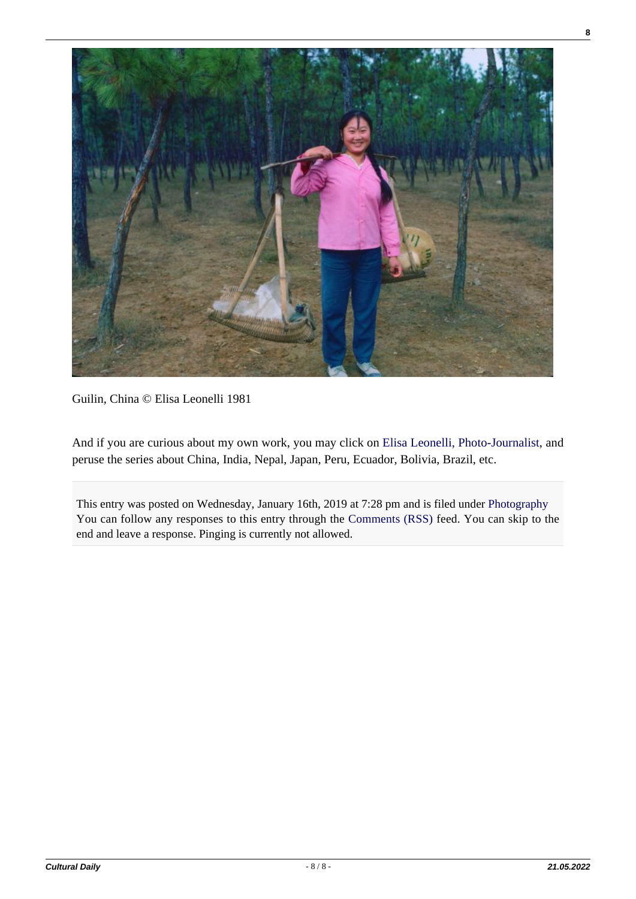Guilin, China © Elisa Leonelli 1981

And if you are curious about my own work, you may click on Elisa Leonelli, Photo-Journalist, and peruse the series about China, India, Nepal, Japan, Peru, Ecuador, Bolivia, Brazil, etc.

This entry was posted on Wednesday, January 16th, 2019 at 7:28 pm and is filed under Photography You can follow any responses to this entry through the Comments (RSS) feed. You can skip to the end and leave a response. Pinging is currently not allowed.